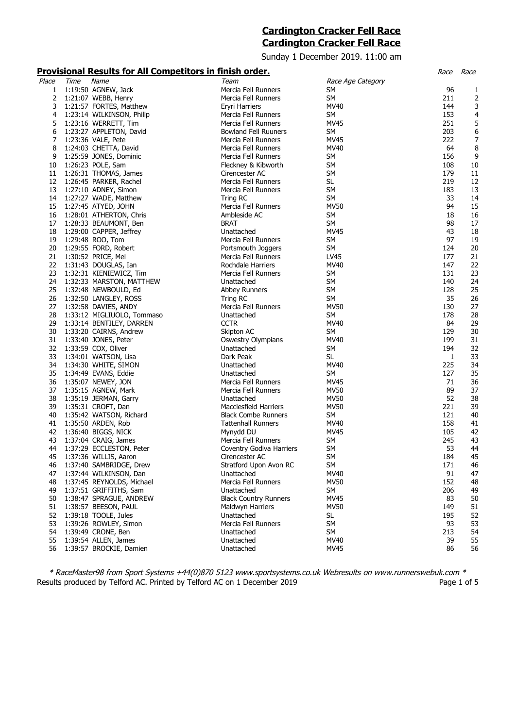# Cardington Cracker Fell Race
# Cardington Cracker Fell Race

Sunday 1 December 2019. 11:00 am

## Provisional Results for All Competitors in finish order.

| Place | Time | Name | Team | Race Age Category | Race | Race |
|---|---|---|---|---|---|---|
| 1 | 1:19:50 | AGNEW, Jack | Mercia Fell Runners | SM | 96 | 1 |
| 2 | 1:21:07 | WEBB, Henry | Mercia Fell Runners | SM | 211 | 2 |
| 3 | 1:21:57 | FORTES, Matthew | Eryri Harriers | MV40 | 144 | 3 |
| 4 | 1:23:14 | WILKINSON, Philip | Mercia Fell Runners | SM | 153 | 4 |
| 5 | 1:23:16 | WERRETT, Tim | Mercia Fell Runners | MV45 | 251 | 5 |
| 6 | 1:23:27 | APPLETON, David | Bowland Fell Ruuners | SM | 203 | 6 |
| 7 | 1:23:36 | VALE, Pete | Mercia Fell Runners | MV45 | 222 | 7 |
| 8 | 1:24:03 | CHETTA, David | Mercia Fell Runners | MV40 | 64 | 8 |
| 9 | 1:25:59 | JONES, Dominic | Mercia Fell Runners | SM | 156 | 9 |
| 10 | 1:26:23 | POLE, Sam | Fleckney & Kibworth | SM | 108 | 10 |
| 11 | 1:26:31 | THOMAS, James | Cirencester AC | SM | 179 | 11 |
| 12 | 1:26:45 | PARKER, Rachel | Mercia Fell Runners | SL | 219 | 12 |
| 13 | 1:27:10 | ADNEY, Simon | Mercia Fell Runners | SM | 183 | 13 |
| 14 | 1:27:27 | WADE, Matthew | Tring RC | SM | 33 | 14 |
| 15 | 1:27:45 | ATYED, JOHN | Mercia Fell Runners | MV50 | 94 | 15 |
| 16 | 1:28:01 | ATHERTON, Chris | Ambleside AC | SM | 18 | 16 |
| 17 | 1:28:33 | BEAUMONT, Ben | BRAT | SM | 98 | 17 |
| 18 | 1:29:00 | CAPPER, Jeffrey | Unattached | MV45 | 43 | 18 |
| 19 | 1:29:48 | ROO, Tom | Mercia Fell Runners | SM | 97 | 19 |
| 20 | 1:29:55 | FORD, Robert | Portsmouth Joggers | SM | 124 | 20 |
| 21 | 1:30:52 | PRICE, Mel | Mercia Fell Runners | LV45 | 177 | 21 |
| 22 | 1:31:43 | DOUGLAS, Ian | Rochdale Harriers | MV40 | 147 | 22 |
| 23 | 1:32:31 | KIENIEWICZ, Tim | Mercia Fell Runners | SM | 131 | 23 |
| 24 | 1:32:33 | MARSTON, MATTHEW | Unattached | SM | 140 | 24 |
| 25 | 1:32:48 | NEWBOULD, Ed | Abbey Runners | SM | 128 | 25 |
| 26 | 1:32:50 | LANGLEY, ROSS | Tring RC | SM | 35 | 26 |
| 27 | 1:32:58 | DAVIES, ANDY | Mercia Fell Runners | MV50 | 130 | 27 |
| 28 | 1:33:12 | MIGLIUOLO, Tommaso | Unattached | SM | 178 | 28 |
| 29 | 1:33:14 | BENTILEY, DARREN | CCTR | MV40 | 84 | 29 |
| 30 | 1:33:20 | CAIRNS, Andrew | Skipton AC | SM | 129 | 30 |
| 31 | 1:33:40 | JONES, Peter | Oswestry Olympians | MV40 | 199 | 31 |
| 32 | 1:33:59 | COX, Oliver | Unattached | SM | 194 | 32 |
| 33 | 1:34:01 | WATSON, Lisa | Dark Peak | SL | 1 | 33 |
| 34 | 1:34:30 | WHITE, SIMON | Unattached | MV40 | 225 | 34 |
| 35 | 1:34:49 | EVANS, Eddie | Unattached | SM | 127 | 35 |
| 36 | 1:35:07 | NEWEY, JON | Mercia Fell Runners | MV45 | 71 | 36 |
| 37 | 1:35:15 | AGNEW, Mark | Mercia Fell Runners | MV50 | 89 | 37 |
| 38 | 1:35:19 | JERMAN, Garry | Unattached | MV50 | 52 | 38 |
| 39 | 1:35:31 | CROFT, Dan | Macclesfield Harriers | MV50 | 221 | 39 |
| 40 | 1:35:42 | WATSON, Richard | Black Combe Runners | SM | 121 | 40 |
| 41 | 1:35:50 | ARDEN, Rob | Tattenhall Runners | MV40 | 158 | 41 |
| 42 | 1:36:40 | BIGGS, NICK | Mynydd DU | MV45 | 105 | 42 |
| 43 | 1:37:04 | CRAIG, James | Mercia Fell Runners | SM | 245 | 43 |
| 44 | 1:37:29 | ECCLESTON, Peter | Coventry Godiva Harriers | SM | 53 | 44 |
| 45 | 1:37:36 | WILLIS, Aaron | Cirencester AC | SM | 184 | 45 |
| 46 | 1:37:40 | SAMBRIDGE, Drew | Stratford Upon Avon RC | SM | 171 | 46 |
| 47 | 1:37:44 | WILKINSON, Dan | Unattached | MV40 | 91 | 47 |
| 48 | 1:37:45 | REYNOLDS, Michael | Mercia Fell Runners | MV50 | 152 | 48 |
| 49 | 1:37:51 | GRIFFITHS, Sam | Unattached | SM | 206 | 49 |
| 50 | 1:38:47 | SPRAGUE, ANDREW | Black Country Runners | MV45 | 83 | 50 |
| 51 | 1:38:57 | BEESON, PAUL | Maldwyn Harriers | MV50 | 149 | 51 |
| 52 | 1:39:18 | TOOLE, Jules | Unattached | SL | 195 | 52 |
| 53 | 1:39:26 | ROWLEY, Simon | Mercia Fell Runners | SM | 93 | 53 |
| 54 | 1:39:49 | CRONE, Ben | Unattached | SM | 213 | 54 |
| 55 | 1:39:54 | ALLEN, James | Unattached | MV40 | 39 | 55 |
| 56 | 1:39:57 | BROCKIE, Damien | Unattached | MV45 | 86 | 56 |

*\* RaceMaster98 from Sport Systems +44(0)870 5123 www.sportsystems.co.uk Webresults on www.runnerswebuk.com \**

Results produced by Telford AC. Printed by Telford AC on 1 December 2019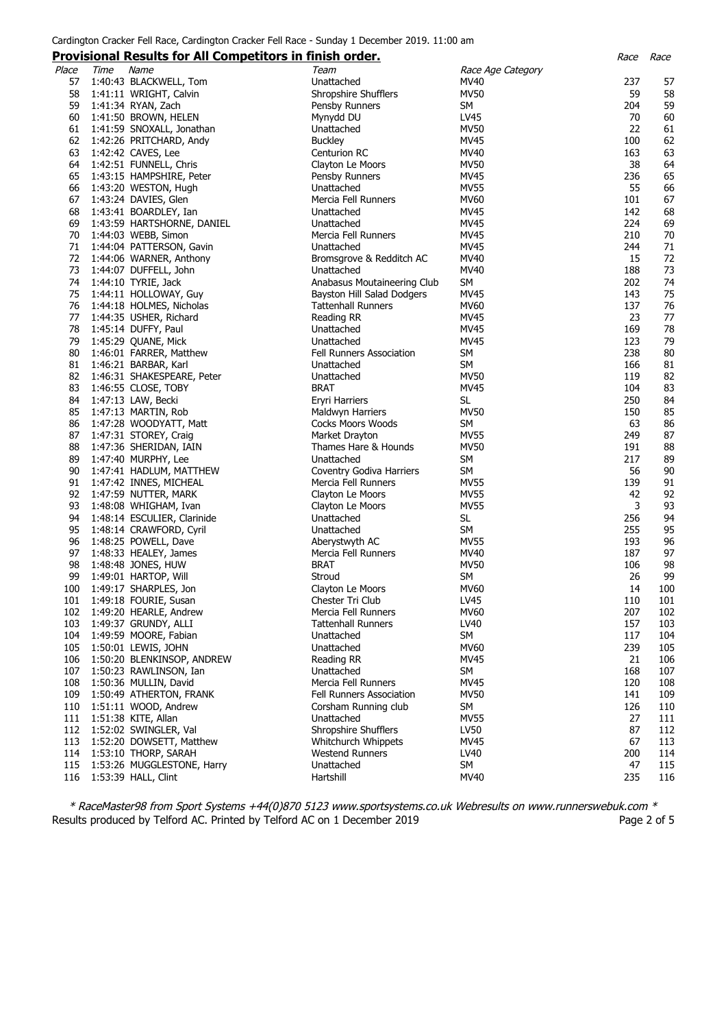Cardington Cracker Fell Race, Cardington Cracker Fell Race - Sunday 1 December 2019. 11:00 am

## Provisional Results for All Competitors in finish order.

| Place | Time | Name | Team | Race Age Category | Race | Race |
|---|---|---|---|---|---|---|
| 57 | 1:40:43 | BLACKWELL, Tom | Unattached | MV40 | 237 | 57 |
| 58 | 1:41:11 | WRIGHT, Calvin | Shropshire Shufflers | MV50 | 59 | 58 |
| 59 | 1:41:34 | RYAN, Zach | Pensby Runners | SM | 204 | 59 |
| 60 | 1:41:50 | BROWN, HELEN | Mynydd DU | LV45 | 70 | 60 |
| 61 | 1:41:59 | SNOXALL, Jonathan | Unattached | MV50 | 22 | 61 |
| 62 | 1:42:26 | PRITCHARD, Andy | Buckley | MV45 | 100 | 62 |
| 63 | 1:42:42 | CAVES, Lee | Centurion RC | MV40 | 163 | 63 |
| 64 | 1:42:51 | FUNNELL, Chris | Clayton Le Moors | MV50 | 38 | 64 |
| 65 | 1:43:15 | HAMPSHIRE, Peter | Pensby Runners | MV45 | 236 | 65 |
| 66 | 1:43:20 | WESTON, Hugh | Unattached | MV55 | 55 | 66 |
| 67 | 1:43:24 | DAVIES, Glen | Mercia Fell Runners | MV60 | 101 | 67 |
| 68 | 1:43:41 | BOARDLEY, Ian | Unattached | MV45 | 142 | 68 |
| 69 | 1:43:59 | HARTSHORNE, DANIEL | Unattached | MV45 | 224 | 69 |
| 70 | 1:44:03 | WEBB, Simon | Mercia Fell Runners | MV45 | 210 | 70 |
| 71 | 1:44:04 | PATTERSON, Gavin | Unattached | MV45 | 244 | 71 |
| 72 | 1:44:06 | WARNER, Anthony | Bromsgrove & Redditch AC | MV40 | 15 | 72 |
| 73 | 1:44:07 | DUFFELL, John | Unattached | MV40 | 188 | 73 |
| 74 | 1:44:10 | TYRIE, Jack | Anabasus Moutaineering Club | SM | 202 | 74 |
| 75 | 1:44:11 | HOLLOWAY, Guy | Bayston Hill Salad Dodgers | MV45 | 143 | 75 |
| 76 | 1:44:18 | HOLMES, Nicholas | Tattenhall Runners | MV60 | 137 | 76 |
| 77 | 1:44:35 | USHER, Richard | Reading RR | MV45 | 23 | 77 |
| 78 | 1:45:14 | DUFFY, Paul | Unattached | MV45 | 169 | 78 |
| 79 | 1:45:29 | QUANE, Mick | Unattached | MV45 | 123 | 79 |
| 80 | 1:46:01 | FARRER, Matthew | Fell Runners Association | SM | 238 | 80 |
| 81 | 1:46:21 | BARBAR, Karl | Unattached | SM | 166 | 81 |
| 82 | 1:46:31 | SHAKESPEARE, Peter | Unattached | MV50 | 119 | 82 |
| 83 | 1:46:55 | CLOSE, TOBY | BRAT | MV45 | 104 | 83 |
| 84 | 1:47:13 | LAW, Becki | Eryri Harriers | SL | 250 | 84 |
| 85 | 1:47:13 | MARTIN, Rob | Maldwyn Harriers | MV50 | 150 | 85 |
| 86 | 1:47:28 | WOODYATT, Matt | Cocks Moors Woods | SM | 63 | 86 |
| 87 | 1:47:31 | STOREY, Craig | Market Drayton | MV55 | 249 | 87 |
| 88 | 1:47:36 | SHERIDAN, IAIN | Thames Hare & Hounds | MV50 | 191 | 88 |
| 89 | 1:47:40 | MURPHY, Lee | Unattached | SM | 217 | 89 |
| 90 | 1:47:41 | HADLUM, MATTHEW | Coventry Godiva Harriers | SM | 56 | 90 |
| 91 | 1:47:42 | INNES, MICHEAL | Mercia Fell Runners | MV55 | 139 | 91 |
| 92 | 1:47:59 | NUTTER, MARK | Clayton Le Moors | MV55 | 42 | 92 |
| 93 | 1:48:08 | WHIGHAM, Ivan | Clayton Le Moors | MV55 | 3 | 93 |
| 94 | 1:48:14 | ESCULIER, Clarinide | Unattached | SL | 256 | 94 |
| 95 | 1:48:14 | CRAWFORD, Cyril | Unattached | SM | 255 | 95 |
| 96 | 1:48:25 | POWELL, Dave | Aberystwyth AC | MV55 | 193 | 96 |
| 97 | 1:48:33 | HEALEY, James | Mercia Fell Runners | MV40 | 187 | 97 |
| 98 | 1:48:48 | JONES, HUW | BRAT | MV50 | 106 | 98 |
| 99 | 1:49:01 | HARTOP, Will | Stroud | SM | 26 | 99 |
| 100 | 1:49:17 | SHARPLES, Jon | Clayton Le Moors | MV60 | 14 | 100 |
| 101 | 1:49:18 | FOURIE, Susan | Chester Tri Club | LV45 | 110 | 101 |
| 102 | 1:49:20 | HEARLE, Andrew | Mercia Fell Runners | MV60 | 207 | 102 |
| 103 | 1:49:37 | GRUNDY, ALLI | Tattenhall Runners | LV40 | 157 | 103 |
| 104 | 1:49:59 | MOORE, Fabian | Unattached | SM | 117 | 104 |
| 105 | 1:50:01 | LEWIS, JOHN | Unattached | MV60 | 239 | 105 |
| 106 | 1:50:20 | BLENKINSOP, ANDREW | Reading RR | MV45 | 21 | 106 |
| 107 | 1:50:23 | RAWLINSON, Ian | Unattached | SM | 168 | 107 |
| 108 | 1:50:36 | MULLIN, David | Mercia Fell Runners | MV45 | 120 | 108 |
| 109 | 1:50:49 | ATHERTON, FRANK | Fell Runners Association | MV50 | 141 | 109 |
| 110 | 1:51:11 | WOOD, Andrew | Corsham Running club | SM | 126 | 110 |
| 111 | 1:51:38 | KITE, Allan | Unattached | MV55 | 27 | 111 |
| 112 | 1:52:02 | SWINGLER, Val | Shropshire Shufflers | LV50 | 87 | 112 |
| 113 | 1:52:20 | DOWSETT, Matthew | Whitchurch Whippets | MV45 | 67 | 113 |
| 114 | 1:53:10 | THORP, SARAH | Westend Runners | LV40 | 200 | 114 |
| 115 | 1:53:26 | MUGGLESTONE, Harry | Unattached | SM | 47 | 115 |
| 116 | 1:53:39 | HALL, Clint | Hartshill | MV40 | 235 | 116 |

*\* RaceMaster98 from Sport Systems +44(0)870 5123 www.sportsystems.co.uk Webresults on www.runnerswebuk.com \**

Results produced by Telford AC. Printed by Telford AC on 1 December 2019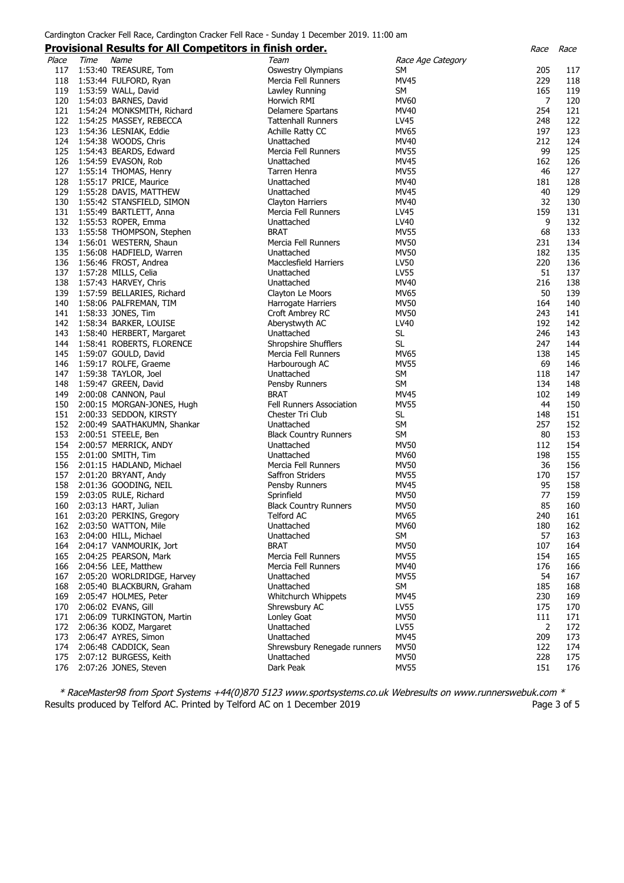Cardington Cracker Fell Race, Cardington Cracker Fell Race - Sunday 1 December 2019. 11:00 am

## Provisional Results for All Competitors in finish order.

| Place | Time | Name | Team | Race Age Category | Race | Race |
|---|---|---|---|---|---|---|
| 117 | 1:53:40 | TREASURE, Tom | Oswestry Olympians | SM | 205 | 117 |
| 118 | 1:53:44 | FULFORD, Ryan | Mercia Fell Runners | MV45 | 229 | 118 |
| 119 | 1:53:59 | WALL, David | Lawley Running | SM | 165 | 119 |
| 120 | 1:54:03 | BARNES, David | Horwich RMI | MV60 | 7 | 120 |
| 121 | 1:54:24 | MONKSMITH, Richard | Delamere Spartans | MV40 | 254 | 121 |
| 122 | 1:54:25 | MASSEY, REBECCA | Tattenhall Runners | LV45 | 248 | 122 |
| 123 | 1:54:36 | LESNIAK, Eddie | Achille Ratty CC | MV65 | 197 | 123 |
| 124 | 1:54:38 | WOODS, Chris | Unattached | MV40 | 212 | 124 |
| 125 | 1:54:43 | BEARDS, Edward | Mercia Fell Runners | MV55 | 99 | 125 |
| 126 | 1:54:59 | EVASON, Rob | Unattached | MV45 | 162 | 126 |
| 127 | 1:55:14 | THOMAS, Henry | Tarren Henra | MV55 | 46 | 127 |
| 128 | 1:55:17 | PRICE, Maurice | Unattached | MV40 | 181 | 128 |
| 129 | 1:55:28 | DAVIS, MATTHEW | Unattached | MV45 | 40 | 129 |
| 130 | 1:55:42 | STANSFIELD, SIMON | Clayton Harriers | MV40 | 32 | 130 |
| 131 | 1:55:49 | BARTLETT, Anna | Mercia Fell Runners | LV45 | 159 | 131 |
| 132 | 1:55:53 | ROPER, Emma | Unattached | LV40 | 9 | 132 |
| 133 | 1:55:58 | THOMPSON, Stephen | BRAT | MV55 | 68 | 133 |
| 134 | 1:56:01 | WESTERN, Shaun | Mercia Fell Runners | MV50 | 231 | 134 |
| 135 | 1:56:08 | HADFIELD, Warren | Unattached | MV50 | 182 | 135 |
| 136 | 1:56:46 | FROST, Andrea | Macclesfield Harriers | LV50 | 220 | 136 |
| 137 | 1:57:28 | MILLS, Celia | Unattached | LV55 | 51 | 137 |
| 138 | 1:57:43 | HARVEY, Chris | Unattached | MV40 | 216 | 138 |
| 139 | 1:57:59 | BELLARIES, Richard | Clayton Le Moors | MV65 | 50 | 139 |
| 140 | 1:58:06 | PALFREMAN, TIM | Harrogate Harriers | MV50 | 164 | 140 |
| 141 | 1:58:33 | JONES, Tim | Croft Ambrey RC | MV50 | 243 | 141 |
| 142 | 1:58:34 | BARKER, LOUISE | Aberystwyth AC | LV40 | 192 | 142 |
| 143 | 1:58:40 | HERBERT, Margaret | Unattached | SL | 246 | 143 |
| 144 | 1:58:41 | ROBERTS, FLORENCE | Shropshire Shufflers | SL | 247 | 144 |
| 145 | 1:59:07 | GOULD, David | Mercia Fell Runners | MV65 | 138 | 145 |
| 146 | 1:59:17 | ROLFE, Graeme | Harbourough AC | MV55 | 69 | 146 |
| 147 | 1:59:38 | TAYLOR, Joel | Unattached | SM | 118 | 147 |
| 148 | 1:59:47 | GREEN, David | Pensby Runners | SM | 134 | 148 |
| 149 | 2:00:08 | CANNON, Paul | BRAT | MV45 | 102 | 149 |
| 150 | 2:00:15 | MORGAN-JONES, Hugh | Fell Runners Association | MV55 | 44 | 150 |
| 151 | 2:00:33 | SEDDON, KIRSTY | Chester Tri Club | SL | 148 | 151 |
| 152 | 2:00:49 | SAATHAKUMN, Shankar | Unattached | SM | 257 | 152 |
| 153 | 2:00:51 | STEELE, Ben | Black Country Runners | SM | 80 | 153 |
| 154 | 2:00:57 | MERRICK, ANDY | Unattached | MV50 | 112 | 154 |
| 155 | 2:01:00 | SMITH, Tim | Unattached | MV60 | 198 | 155 |
| 156 | 2:01:15 | HADLAND, Michael | Mercia Fell Runners | MV50 | 36 | 156 |
| 157 | 2:01:20 | BRYANT, Andy | Saffron Striders | MV55 | 170 | 157 |
| 158 | 2:01:36 | GOODING, NEIL | Pensby Runners | MV45 | 95 | 158 |
| 159 | 2:03:05 | RULE, Richard | Sprinfield | MV50 | 77 | 159 |
| 160 | 2:03:13 | HART, Julian | Black Country Runners | MV50 | 85 | 160 |
| 161 | 2:03:20 | PERKINS, Gregory | Telford AC | MV65 | 240 | 161 |
| 162 | 2:03:50 | WATTON, Mile | Unattached | MV60 | 180 | 162 |
| 163 | 2:04:00 | HILL, Michael | Unattached | SM | 57 | 163 |
| 164 | 2:04:17 | VANMOURIK, Jort | BRAT | MV50 | 107 | 164 |
| 165 | 2:04:25 | PEARSON, Mark | Mercia Fell Runners | MV55 | 154 | 165 |
| 166 | 2:04:56 | LEE, Matthew | Mercia Fell Runners | MV40 | 176 | 166 |
| 167 | 2:05:20 | WORLDRIDGE, Harvey | Unattached | MV55 | 54 | 167 |
| 168 | 2:05:40 | BLACKBURN, Graham | Unattached | SM | 185 | 168 |
| 169 | 2:05:45 | HOLMES, Peter | Whitchurch Whippets | MV45 | 230 | 169 |
| 170 | 2:06:02 | EVANS, Gill | Shrewsbury AC | LV55 | 175 | 170 |
| 171 | 2:06:09 | TURKINGTON, Martin | Lonley Goat | MV50 | 111 | 171 |
| 172 | 2:06:36 | KODZ, Margaret | Unattached | LV55 | 2 | 172 |
| 173 | 2:06:47 | AYRES, Simon | Unattached | MV45 | 209 | 173 |
| 174 | 2:06:48 | CADDICK, Sean | Shrewsbury Renegade runners | MV50 | 122 | 174 |
| 175 | 2:07:12 | BURGESS, Keith | Unattached | MV50 | 228 | 175 |
| 176 | 2:07:26 | JONES, Steven | Dark Peak | MV55 | 151 | 176 |

*\* RaceMaster98 from Sport Systems +44(0)870 5123 www.sportsystems.co.uk Webresults on www.runnerswebuk.com \**

Results produced by Telford AC. Printed by Telford AC on 1 December 2019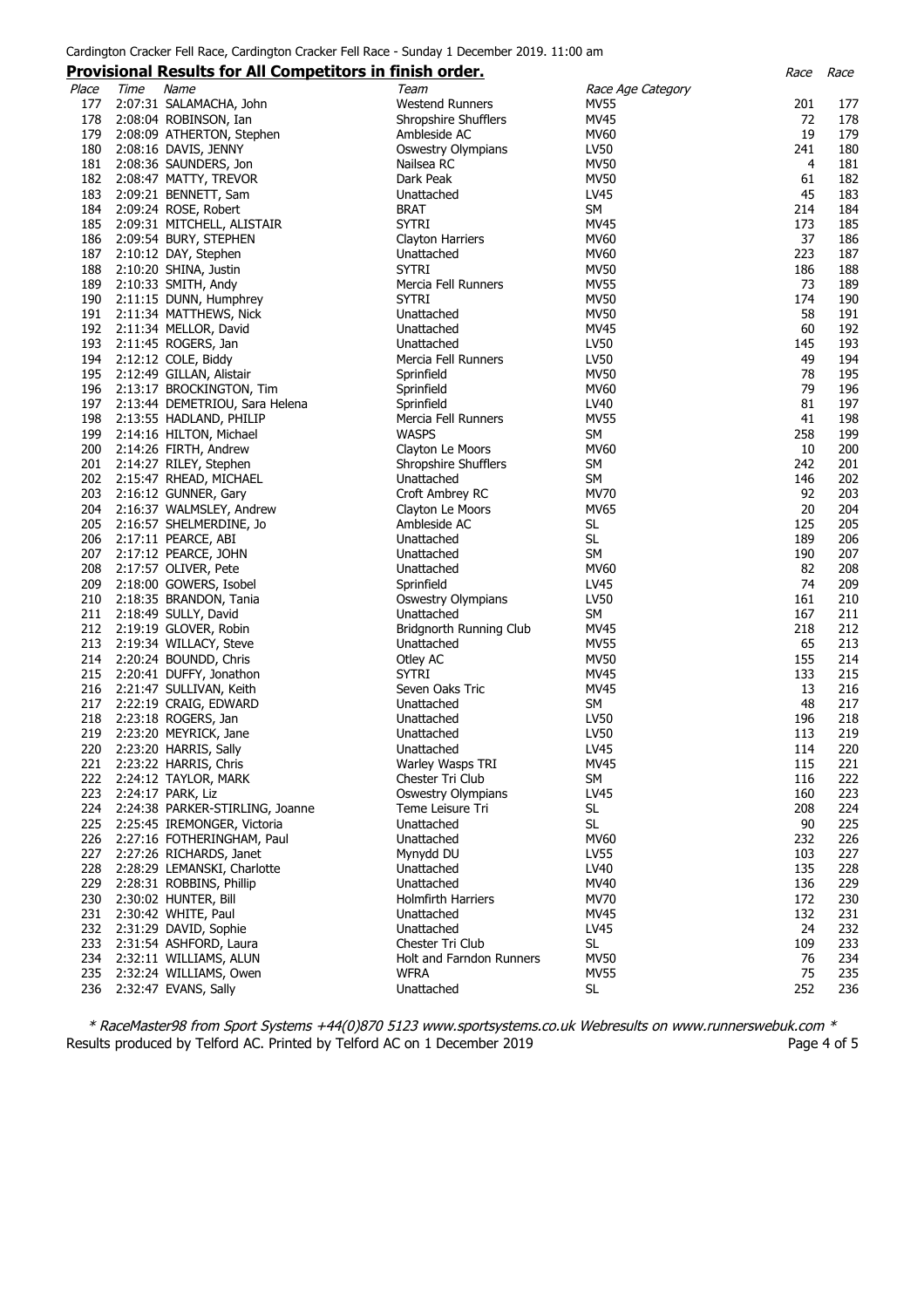Cardington Cracker Fell Race, Cardington Cracker Fell Race - Sunday 1 December 2019. 11:00 am

## Provisional Results for All Competitors in finish order.

| Place | Time | Name | Team | Race Age Category | Race | Race |
|---|---|---|---|---|---|---|
| 177 | 2:07:31 | SALAMACHA, John | Westend Runners | MV55 | 201 | 177 |
| 178 | 2:08:04 | ROBINSON, Ian | Shropshire Shufflers | MV45 | 72 | 178 |
| 179 | 2:08:09 | ATHERTON, Stephen | Ambleside AC | MV60 | 19 | 179 |
| 180 | 2:08:16 | DAVIS, JENNY | Oswestry Olympians | LV50 | 241 | 180 |
| 181 | 2:08:36 | SAUNDERS, Jon | Nailsea RC | MV50 | 4 | 181 |
| 182 | 2:08:47 | MATTY, TREVOR | Dark Peak | MV50 | 61 | 182 |
| 183 | 2:09:21 | BENNETT, Sam | Unattached | LV45 | 45 | 183 |
| 184 | 2:09:24 | ROSE, Robert | BRAT | SM | 214 | 184 |
| 185 | 2:09:31 | MITCHELL, ALISTAIR | SYTRI | MV45 | 173 | 185 |
| 186 | 2:09:54 | BURY, STEPHEN | Clayton Harriers | MV60 | 37 | 186 |
| 187 | 2:10:12 | DAY, Stephen | Unattached | MV60 | 223 | 187 |
| 188 | 2:10:20 | SHINA, Justin | SYTRI | MV50 | 186 | 188 |
| 189 | 2:10:33 | SMITH, Andy | Mercia Fell Runners | MV55 | 73 | 189 |
| 190 | 2:11:15 | DUNN, Humphrey | SYTRI | MV50 | 174 | 190 |
| 191 | 2:11:34 | MATTHEWS, Nick | Unattached | MV50 | 58 | 191 |
| 192 | 2:11:34 | MELLOR, David | Unattached | MV45 | 60 | 192 |
| 193 | 2:11:45 | ROGERS, Jan | Unattached | LV50 | 145 | 193 |
| 194 | 2:12:12 | COLE, Biddy | Mercia Fell Runners | LV50 | 49 | 194 |
| 195 | 2:12:49 | GILLAN, Alistair | Sprinfield | MV50 | 78 | 195 |
| 196 | 2:13:17 | BROCKINGTON, Tim | Sprinfield | MV60 | 79 | 196 |
| 197 | 2:13:44 | DEMETRIOU, Sara Helena | Sprinfield | LV40 | 81 | 197 |
| 198 | 2:13:55 | HADLAND, PHILIP | Mercia Fell Runners | MV55 | 41 | 198 |
| 199 | 2:14:16 | HILTON, Michael | WASPS | SM | 258 | 199 |
| 200 | 2:14:26 | FIRTH, Andrew | Clayton Le Moors | MV60 | 10 | 200 |
| 201 | 2:14:27 | RILEY, Stephen | Shropshire Shufflers | SM | 242 | 201 |
| 202 | 2:15:47 | RHEAD, MICHAEL | Unattached | SM | 146 | 202 |
| 203 | 2:16:12 | GUNNER, Gary | Croft Ambrey RC | MV70 | 92 | 203 |
| 204 | 2:16:37 | WALMSLEY, Andrew | Clayton Le Moors | MV65 | 20 | 204 |
| 205 | 2:16:57 | SHELMERDINE, Jo | Ambleside AC | SL | 125 | 205 |
| 206 | 2:17:11 | PEARCE, ABI | Unattached | SL | 189 | 206 |
| 207 | 2:17:12 | PEARCE, JOHN | Unattached | SM | 190 | 207 |
| 208 | 2:17:57 | OLIVER, Pete | Unattached | MV60 | 82 | 208 |
| 209 | 2:18:00 | GOWERS, Isobel | Sprinfield | LV45 | 74 | 209 |
| 210 | 2:18:35 | BRANDON, Tania | Oswestry Olympians | LV50 | 161 | 210 |
| 211 | 2:18:49 | SULLY, David | Unattached | SM | 167 | 211 |
| 212 | 2:19:19 | GLOVER, Robin | Bridgnorth Running Club | MV45 | 218 | 212 |
| 213 | 2:19:34 | WILLACY, Steve | Unattached | MV55 | 65 | 213 |
| 214 | 2:20:24 | BOUNDD, Chris | Otley AC | MV50 | 155 | 214 |
| 215 | 2:20:41 | DUFFY, Jonathon | SYTRI | MV45 | 133 | 215 |
| 216 | 2:21:47 | SULLIVAN, Keith | Seven Oaks Tric | MV45 | 13 | 216 |
| 217 | 2:22:19 | CRAIG, EDWARD | Unattached | SM | 48 | 217 |
| 218 | 2:23:18 | ROGERS, Jan | Unattached | LV50 | 196 | 218 |
| 219 | 2:23:20 | MEYRICK, Jane | Unattached | LV50 | 113 | 219 |
| 220 | 2:23:20 | HARRIS, Sally | Unattached | LV45 | 114 | 220 |
| 221 | 2:23:22 | HARRIS, Chris | Warley Wasps TRI | MV45 | 115 | 221 |
| 222 | 2:24:12 | TAYLOR, MARK | Chester Tri Club | SM | 116 | 222 |
| 223 | 2:24:17 | PARK, Liz | Oswestry Olympians | LV45 | 160 | 223 |
| 224 | 2:24:38 | PARKER-STIRLING, Joanne | Teme Leisure Tri | SL | 208 | 224 |
| 225 | 2:25:45 | IREMONGER, Victoria | Unattached | SL | 90 | 225 |
| 226 | 2:27:16 | FOTHERINGHAM, Paul | Unattached | MV60 | 232 | 226 |
| 227 | 2:27:26 | RICHARDS, Janet | Mynydd DU | LV55 | 103 | 227 |
| 228 | 2:28:29 | LEMANSKI, Charlotte | Unattached | LV40 | 135 | 228 |
| 229 | 2:28:31 | ROBBINS, Phillip | Unattached | MV40 | 136 | 229 |
| 230 | 2:30:02 | HUNTER, Bill | Holmfirth Harriers | MV70 | 172 | 230 |
| 231 | 2:30:42 | WHITE, Paul | Unattached | MV45 | 132 | 231 |
| 232 | 2:31:29 | DAVID, Sophie | Unattached | LV45 | 24 | 232 |
| 233 | 2:31:54 | ASHFORD, Laura | Chester Tri Club | SL | 109 | 233 |
| 234 | 2:32:11 | WILLIAMS, ALUN | Holt and Farndon Runners | MV50 | 76 | 234 |
| 235 | 2:32:24 | WILLIAMS, Owen | WFRA | MV55 | 75 | 235 |
| 236 | 2:32:47 | EVANS, Sally | Unattached | SL | 252 | 236 |

*\* RaceMaster98 from Sport Systems +44(0)870 5123 www.sportsystems.co.uk Webresults on www.runnerswebuk.com \**

Results produced by Telford AC. Printed by Telford AC on 1 December 2019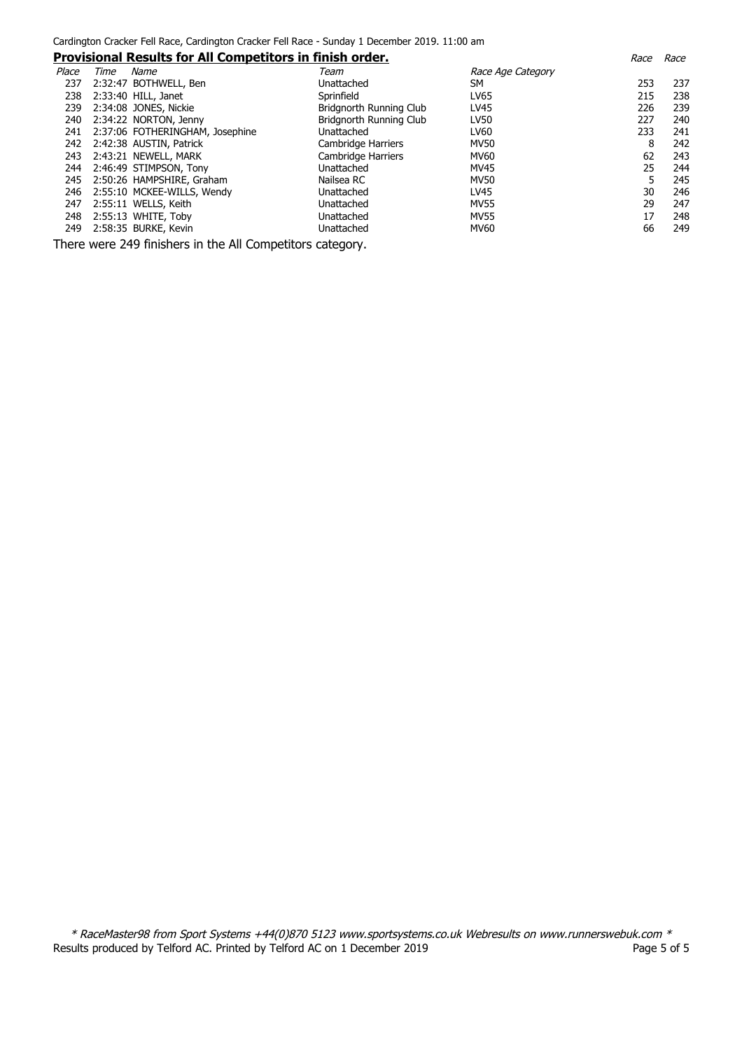## Provisional Results for All Competitors in finish order.

| Place | Time | Name | Team | Race Age Category | Race | Race |
|---|---|---|---|---|---|---|
| 237 | 2:32:47 | BOTHWELL, Ben | Unattached | SM | 253 | 237 |
| 238 | 2:33:40 | HILL, Janet | Sprinfield | LV65 | 215 | 238 |
| 239 | 2:34:08 | JONES, Nickie | Bridgnorth Running Club | LV45 | 226 | 239 |
| 240 | 2:34:22 | NORTON, Jenny | Bridgnorth Running Club | LV50 | 227 | 240 |
| 241 | 2:37:06 | FOTHERINGHAM, Josephine | Unattached | LV60 | 233 | 241 |
| 242 | 2:42:38 | AUSTIN, Patrick | Cambridge Harriers | MV50 | 8 | 242 |
| 243 | 2:43:21 | NEWELL, MARK | Cambridge Harriers | MV60 | 62 | 243 |
| 244 | 2:46:49 | STIMPSON, Tony | Unattached | MV45 | 25 | 244 |
| 245 | 2:50:26 | HAMPSHIRE, Graham | Nailsea RC | MV50 | 5 | 245 |
| 246 | 2:55:10 | MCKEE-WILLS, Wendy | Unattached | LV45 | 30 | 246 |
| 247 | 2:55:11 | WELLS, Keith | Unattached | MV55 | 29 | 247 |
| 248 | 2:55:13 | WHITE, Toby | Unattached | MV55 | 17 | 248 |
| 249 | 2:58:35 | BURKE, Kevin | Unattached | MV60 | 66 | 249 |

There were 249 finishers in the All Competitors category.

*\* RaceMaster98 from Sport Systems +44(0)870 5123 www.sportsystems.co.uk Webresults on www.runnerswebuk.com \**
Results produced by Telford AC. Printed by Telford AC on 1 December 2019